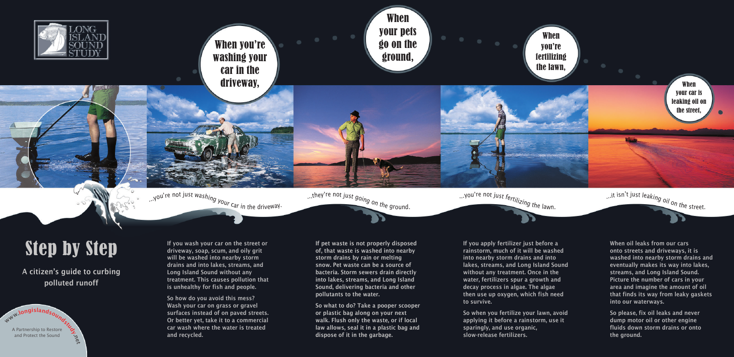LONG ISLAND SOUND STUDY

# Step by Step

## A citizen's guide to curbing polluted runoff

www.longislandsoundstudy.net

A Partnership to Restore and Protect the Sound

When you're washing your car in the driveway,

...you're not just washing your car in the driveway.

If you wash your car on the street or driveway, soap, scum, and oily grit will be washed into nearby storm drains and into lakes, streams, and Long Island Sound without any treatment. This causes pollution that is unhealthy for fish and people.

So how do you avoid this mess? Wash your car on grass or gravel surfaces instead of on paved streets. Or better yet, take it to a commercial car wash where the water is treated and recycled.

When your pets go on the ground,

...they're not just going on the ground.

If pet waste is not properly disposed of, that waste is washed into nearby storm drains by rain or melting snow. Pet waste can be a source of bacteria. Storm sewers drain directly into lakes, streams, and Long Island Sound, delivering bacteria and other pollutants to the water.

So what to do? Take a pooper scooper or plastic bag along on your next walk. Flush only the waste, or if local law allows, seal it in a plastic bag and dispose of it in the garbage.

When you're fertilizing the lawn,

...you're not just fertilizing the lawn.

If you apply fertilizer just before a rainstorm, much of it will be washed into nearby storm drains and into lakes, streams, and Long Island Sound without any treatment. Once in the water, fertilizers spur a growth and decay process in algae. The algae then use up oxygen, which fish need to survive.

So when you fertilize your lawn, avoid applying it before a rainstorm, use it sparingly, and use organic, slow-release fertilizers.

When your car is leaking oil on the street,

...it isn't just leaking oil on the street.

When oil leaks from our cars onto streets and driveways, it is washed into nearby storm drains and eventually makes its way into lakes, streams, and Long Island Sound. Picture the number of cars in your area and imagine the amount of oil that finds its way from leaky gaskets into our waterways.

So please, fix oil leaks and never dump motor oil or other engine fluids down storm drains or onto the ground.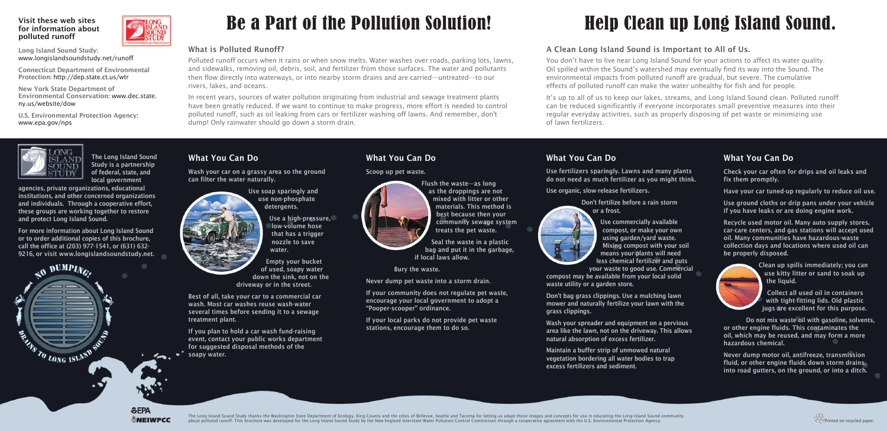## Visit these web sites for information about polluted runoff

Long Island Sound Study: www.longislandsoundstudy.net/runoff

Connecticut Department of Environmental Protection: http://dep.state.ct.us/wtr

New York State Department of Environmental Conservation: www.dec.state.ny.us/website/dow

U.S. Environmental Protection Agency: www.epa.gov/nps

# Be a Part of the Pollution Solution!

### What is Polluted Runoff?

Polluted runoff occurs when it rains or when snow melts. Water washes over roads, parking lots, lawns, and sidewalks, removing oil, debris, soil, and fertilizer from those surfaces. The water and pollutants then flow directly into waterways, or into nearby storm drains and are carried—untreated—to our rivers, lakes, and oceans.

In recent years, sources of water pollution originating from industrial and sewage treatment plants have been greatly reduced. If we want to continue to make progress, more effort is needed to control polluted runoff, such as oil leaking from cars or fertilizer washing off lawns. And remember, don't dump! Only rainwater should go down a storm drain.

# Help Clean up Long Island Sound.

### A Clean Long Island Sound is Important to All of Us.

You don't have to live near Long Island Sound for your actions to affect its water quality. Oil spilled within the Sound's watershed may eventually find its way into the Sound. The environmental impacts from polluted runoff are gradual, but severe. The cumulative effects of polluted runoff can make the water unhealthy for fish and for people.

It's up to all of us to keep our lakes, streams, and Long Island Sound clean. Polluted runoff can be reduced significantly if everyone incorporates small preventive measures into their regular everyday activities, such as properly disposing of pet waste or minimizing use of lawn fertilizers.

The Long Island Sound Study is a partnership of federal, state, and local government agencies, private organizations, educational institutions, and other concerned organizations and individuals. Through a cooperative effort, these groups are working together to restore and protect Long Island Sound.

For more information about Long Island Sound or to order additional copies of this brochure, call the office at (203) 977-1541, or (631) 632-9216, or visit www.longislandsoundstudy.net.

NO DUMPING! DRAINS TO LONG ISLAND SOUND

## What You Can Do

Wash your car on a grassy area so the ground can filter the water naturally.

Use soap sparingly and use non-phosphate detergents.

Use a high-pressure, low-volume hose that has a trigger nozzle to save water.

Empty your bucket of used, soapy water down the sink, not on the driveway or in the street.

Best of all, take your car to a commercial car wash. Most car washes reuse wash-water several times before sending it to a sewage treatment plant.

If you plan to hold a car wash fund-raising event, contact your public works department for suggested disposal methods of the soapy water.

## What You Can Do

Scoop up pet waste.

Flush the waste—as long as the droppings are not mixed with litter or other materials. This method is best because then your community sewage system treats the pet waste.

Seal the waste in a plastic bag and put it in the garbage, if local laws allow.

Bury the waste.

Never dump pet waste into a storm drain.

If your community does not regulate pet waste, encourage your local government to adopt a "Pooper-scooper" ordinance.

If your local parks do not provide pet waste stations, encourage them to do so.

## What You Can Do

Use fertilizers sparingly. Lawns and many plants do not need as much fertilizer as you might think.

Use organic, slow-release fertilizers.

Don't fertilize before a rain storm or a frost.

Use commercially available compost, or make your own using garden/yard waste. Mixing compost with your soil means your plants will need less chemical fertilizer and puts your waste to good use. Commercial compost may be available from your local solid waste utility or a garden store.

Don't bag grass clippings. Use a mulching lawn mower and naturally fertilize your lawn with the grass clippings.

Wash your spreader and equipment on a pervious area like the lawn, not on the driveway. This allows natural absorption of excess fertilizer.

Maintain a buffer strip of unmowed natural vegetation bordering all water bodies to trap excess fertilizers and sediment.

## What You Can Do

Check your car often for drips and oil leaks and fix them promptly.

Have your car tuned-up regularly to reduce oil use.

Use ground cloths or drip pans under your vehicle if you have leaks or are doing engine work.

Recycle used motor oil. Many auto supply stores, car-care centers, and gas stations will accept used oil. Many communities have hazardous-waste collection days and locations where used oil can be properly disposed.

Clean up spills immediately; you can use kitty litter or sand to soak up the liquid.

Collect all used oil in containers with tight-fitting lids. Old plastic jugs are excellent for this purpose.

Do not mix waste oil with gasoline, solvents, or other engine fluids. This contaminates the oil, which may be reused, and may form a more hazardous chemical.

Never dump motor oil, antifreeze, transmission fluid, or other engine fluids down storm drains, into road gutters, on the ground, or into a ditch.

EPA NEIWPCC

The Long Island Sound Study thanks the Washington State Department of Ecology, King County and the cities of Bellevue, Seattle and Tacoma for letting us adapt these images and concepts for use in educating the Long Island Sound community about polluted runoff. This brochure was developed for the Long Island Sound Study by the New England Interstate Water Pollution Control Commission through a cooperative agreement with the U.S. Environmental Protection Agency.

Printed on recycled paper.